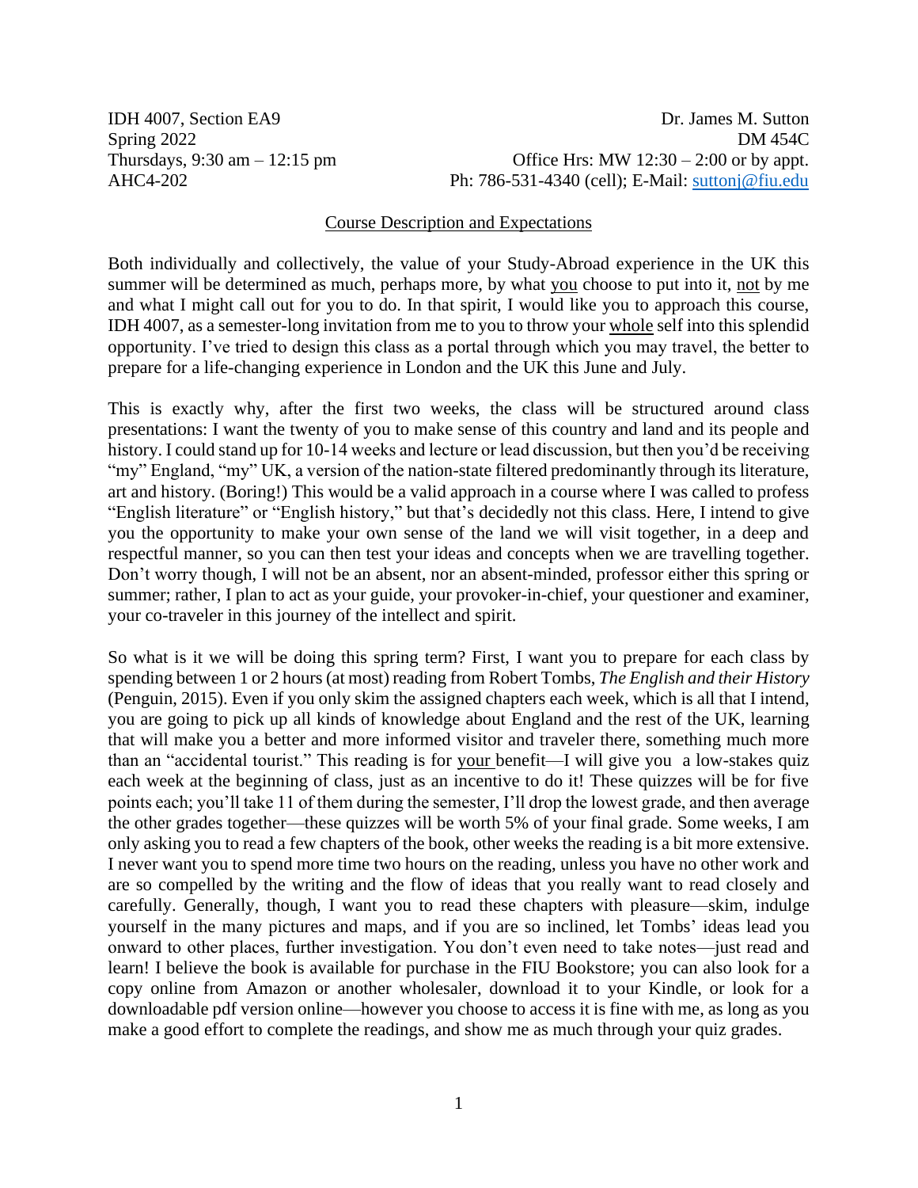IDH 4007, Section EA9
Spring 2022
Thursdays, 9:30 am – 12:15 pm
AHC4-202

Dr. James M. Sutton
DM 454C
Office Hrs: MW 12:30 – 2:00 or by appt.
Ph: 786-531-4340 (cell); E-Mail: suttonj@fiu.edu

## Course Description and Expectations

Both individually and collectively, the value of your Study-Abroad experience in the UK this summer will be determined as much, perhaps more, by what you choose to put into it, not by me and what I might call out for you to do. In that spirit, I would like you to approach this course, IDH 4007, as a semester-long invitation from me to you to throw your whole self into this splendid opportunity. I've tried to design this class as a portal through which you may travel, the better to prepare for a life-changing experience in London and the UK this June and July.

This is exactly why, after the first two weeks, the class will be structured around class presentations: I want the twenty of you to make sense of this country and land and its people and history. I could stand up for 10-14 weeks and lecture or lead discussion, but then you'd be receiving "my" England, "my" UK, a version of the nation-state filtered predominantly through its literature, art and history. (Boring!) This would be a valid approach in a course where I was called to profess "English literature" or "English history," but that's decidedly not this class. Here, I intend to give you the opportunity to make your own sense of the land we will visit together, in a deep and respectful manner, so you can then test your ideas and concepts when we are travelling together. Don't worry though, I will not be an absent, nor an absent-minded, professor either this spring or summer; rather, I plan to act as your guide, your provoker-in-chief, your questioner and examiner, your co-traveler in this journey of the intellect and spirit.

So what is it we will be doing this spring term? First, I want you to prepare for each class by spending between 1 or 2 hours (at most) reading from Robert Tombs, *The English and their History* (Penguin, 2015). Even if you only skim the assigned chapters each week, which is all that I intend, you are going to pick up all kinds of knowledge about England and the rest of the UK, learning that will make you a better and more informed visitor and traveler there, something much more than an "accidental tourist." This reading is for your benefit—I will give you a low-stakes quiz each week at the beginning of class, just as an incentive to do it! These quizzes will be for five points each; you'll take 11 of them during the semester, I'll drop the lowest grade, and then average the other grades together—these quizzes will be worth 5% of your final grade. Some weeks, I am only asking you to read a few chapters of the book, other weeks the reading is a bit more extensive. I never want you to spend more time two hours on the reading, unless you have no other work and are so compelled by the writing and the flow of ideas that you really want to read closely and carefully. Generally, though, I want you to read these chapters with pleasure—skim, indulge yourself in the many pictures and maps, and if you are so inclined, let Tombs' ideas lead you onward to other places, further investigation. You don't even need to take notes—just read and learn! I believe the book is available for purchase in the FIU Bookstore; you can also look for a copy online from Amazon or another wholesaler, download it to your Kindle, or look for a downloadable pdf version online—however you choose to access it is fine with me, as long as you make a good effort to complete the readings, and show me as much through your quiz grades.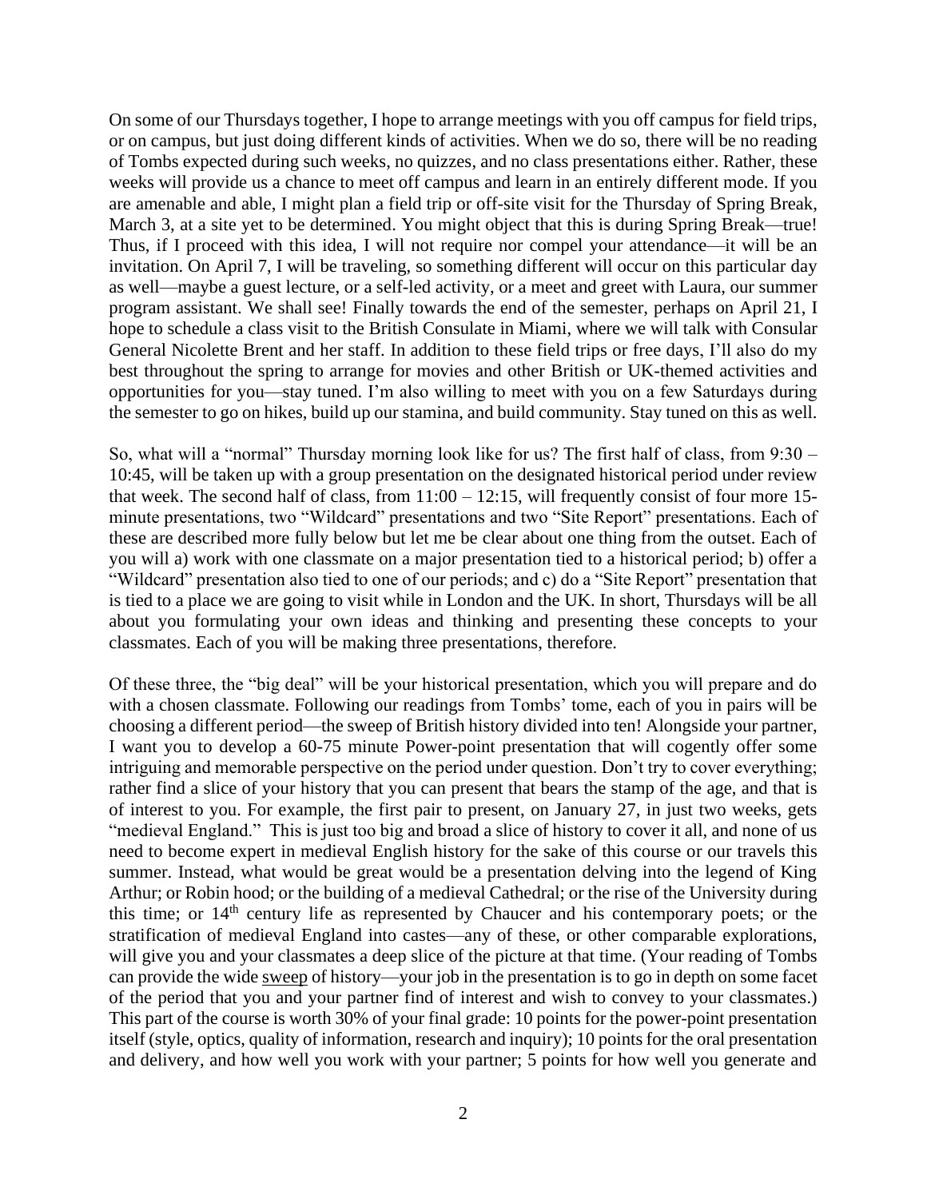On some of our Thursdays together, I hope to arrange meetings with you off campus for field trips, or on campus, but just doing different kinds of activities. When we do so, there will be no reading of Tombs expected during such weeks, no quizzes, and no class presentations either. Rather, these weeks will provide us a chance to meet off campus and learn in an entirely different mode. If you are amenable and able, I might plan a field trip or off-site visit for the Thursday of Spring Break, March 3, at a site yet to be determined. You might object that this is during Spring Break—true! Thus, if I proceed with this idea, I will not require nor compel your attendance—it will be an invitation. On April 7, I will be traveling, so something different will occur on this particular day as well—maybe a guest lecture, or a self-led activity, or a meet and greet with Laura, our summer program assistant. We shall see! Finally towards the end of the semester, perhaps on April 21, I hope to schedule a class visit to the British Consulate in Miami, where we will talk with Consular General Nicolette Brent and her staff. In addition to these field trips or free days, I'll also do my best throughout the spring to arrange for movies and other British or UK-themed activities and opportunities for you—stay tuned. I'm also willing to meet with you on a few Saturdays during the semester to go on hikes, build up our stamina, and build community. Stay tuned on this as well.

So, what will a "normal" Thursday morning look like for us? The first half of class, from 9:30 – 10:45, will be taken up with a group presentation on the designated historical period under review that week. The second half of class, from 11:00 – 12:15, will frequently consist of four more 15-minute presentations, two "Wildcard" presentations and two "Site Report" presentations. Each of these are described more fully below but let me be clear about one thing from the outset. Each of you will a) work with one classmate on a major presentation tied to a historical period; b) offer a "Wildcard" presentation also tied to one of our periods; and c) do a "Site Report" presentation that is tied to a place we are going to visit while in London and the UK. In short, Thursdays will be all about you formulating your own ideas and thinking and presenting these concepts to your classmates. Each of you will be making three presentations, therefore.

Of these three, the "big deal" will be your historical presentation, which you will prepare and do with a chosen classmate. Following our readings from Tombs' tome, each of you in pairs will be choosing a different period—the sweep of British history divided into ten! Alongside your partner, I want you to develop a 60-75 minute Power-point presentation that will cogently offer some intriguing and memorable perspective on the period under question. Don't try to cover everything; rather find a slice of your history that you can present that bears the stamp of the age, and that is of interest to you. For example, the first pair to present, on January 27, in just two weeks, gets "medieval England." This is just too big and broad a slice of history to cover it all, and none of us need to become expert in medieval English history for the sake of this course or our travels this summer. Instead, what would be great would be a presentation delving into the legend of King Arthur; or Robin hood; or the building of a medieval Cathedral; or the rise of the University during this time; or 14th century life as represented by Chaucer and his contemporary poets; or the stratification of medieval England into castes—any of these, or other comparable explorations, will give you and your classmates a deep slice of the picture at that time. (Your reading of Tombs can provide the wide <u>sweep</u> of history—your job in the presentation is to go in depth on some facet of the period that you and your partner find of interest and wish to convey to your classmates.) This part of the course is worth 30% of your final grade: 10 points for the power-point presentation itself (style, optics, quality of information, research and inquiry); 10 points for the oral presentation and delivery, and how well you work with your partner; 5 points for how well you generate and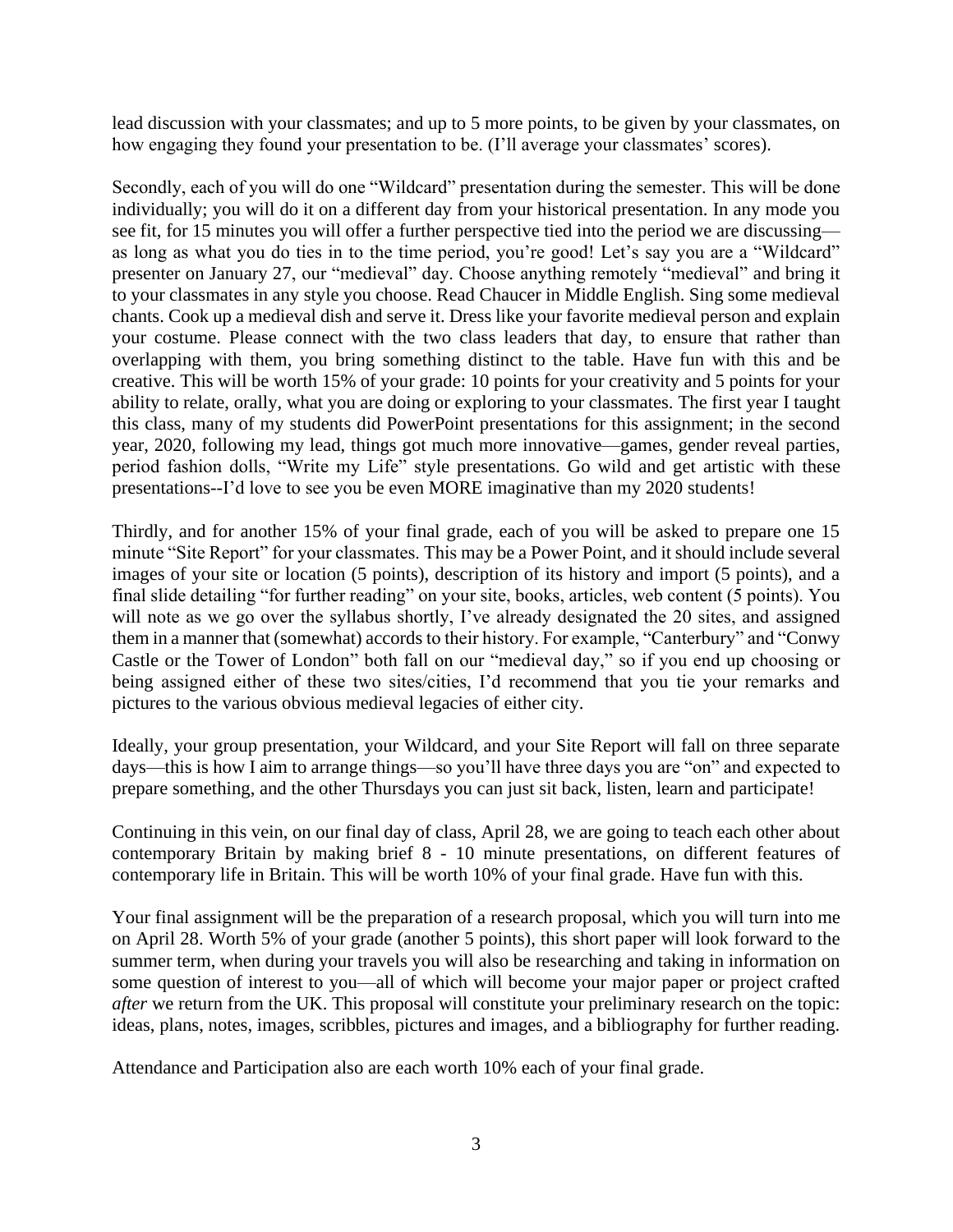lead discussion with your classmates; and up to 5 more points, to be given by your classmates, on how engaging they found your presentation to be. (I'll average your classmates' scores).

Secondly, each of you will do one "Wildcard" presentation during the semester. This will be done individually; you will do it on a different day from your historical presentation. In any mode you see fit, for 15 minutes you will offer a further perspective tied into the period we are discussing—as long as what you do ties in to the time period, you're good! Let's say you are a "Wildcard" presenter on January 27, our "medieval" day. Choose anything remotely "medieval" and bring it to your classmates in any style you choose. Read Chaucer in Middle English. Sing some medieval chants. Cook up a medieval dish and serve it. Dress like your favorite medieval person and explain your costume. Please connect with the two class leaders that day, to ensure that rather than overlapping with them, you bring something distinct to the table. Have fun with this and be creative. This will be worth 15% of your grade: 10 points for your creativity and 5 points for your ability to relate, orally, what you are doing or exploring to your classmates. The first year I taught this class, many of my students did PowerPoint presentations for this assignment; in the second year, 2020, following my lead, things got much more innovative—games, gender reveal parties, period fashion dolls, "Write my Life" style presentations. Go wild and get artistic with these presentations--I'd love to see you be even MORE imaginative than my 2020 students!

Thirdly, and for another 15% of your final grade, each of you will be asked to prepare one 15 minute "Site Report" for your classmates. This may be a Power Point, and it should include several images of your site or location (5 points), description of its history and import (5 points), and a final slide detailing "for further reading" on your site, books, articles, web content (5 points). You will note as we go over the syllabus shortly, I've already designated the 20 sites, and assigned them in a manner that (somewhat) accords to their history. For example, "Canterbury" and "Conwy Castle or the Tower of London" both fall on our "medieval day," so if you end up choosing or being assigned either of these two sites/cities, I'd recommend that you tie your remarks and pictures to the various obvious medieval legacies of either city.

Ideally, your group presentation, your Wildcard, and your Site Report will fall on three separate days—this is how I aim to arrange things—so you'll have three days you are "on" and expected to prepare something, and the other Thursdays you can just sit back, listen, learn and participate!

Continuing in this vein, on our final day of class, April 28, we are going to teach each other about contemporary Britain by making brief 8 - 10 minute presentations, on different features of contemporary life in Britain. This will be worth 10% of your final grade. Have fun with this.

Your final assignment will be the preparation of a research proposal, which you will turn into me on April 28. Worth 5% of your grade (another 5 points), this short paper will look forward to the summer term, when during your travels you will also be researching and taking in information on some question of interest to you—all of which will become your major paper or project crafted *after* we return from the UK. This proposal will constitute your preliminary research on the topic: ideas, plans, notes, images, scribbles, pictures and images, and a bibliography for further reading.

Attendance and Participation also are each worth 10% each of your final grade.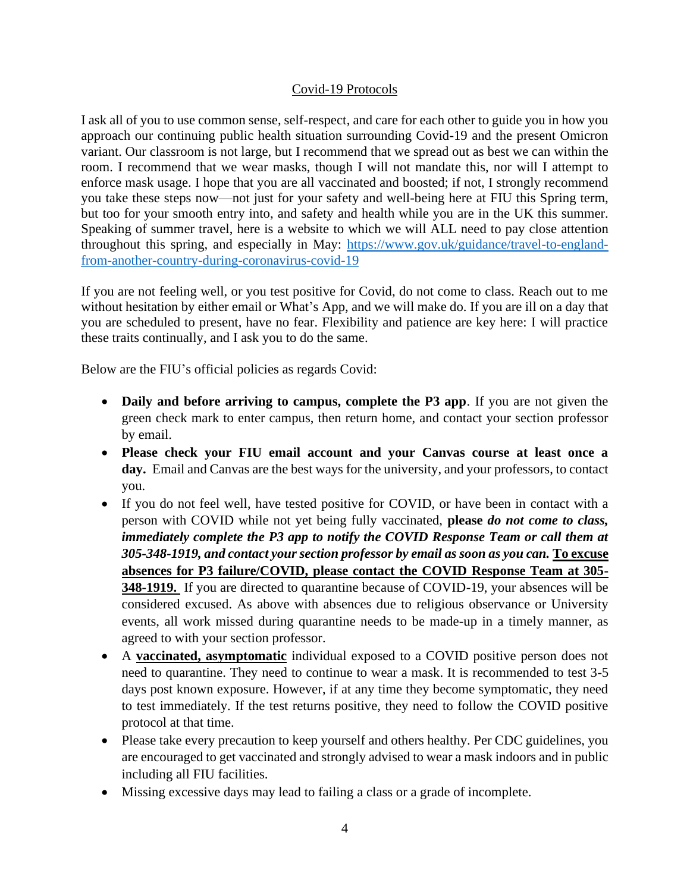## Covid-19 Protocols

I ask all of you to use common sense, self-respect, and care for each other to guide you in how you approach our continuing public health situation surrounding Covid-19 and the present Omicron variant. Our classroom is not large, but I recommend that we spread out as best we can within the room. I recommend that we wear masks, though I will not mandate this, nor will I attempt to enforce mask usage. I hope that you are all vaccinated and boosted; if not, I strongly recommend you take these steps now—not just for your safety and well-being here at FIU this Spring term, but too for your smooth entry into, and safety and health while you are in the UK this summer. Speaking of summer travel, here is a website to which we will ALL need to pay close attention throughout this spring, and especially in May: [https://www.gov.uk/guidance/travel-to-england-from-another-country-during-coronavirus-covid-19](https://www.gov.uk/guidance/travel-to-england-from-another-country-during-coronavirus-covid-19)

If you are not feeling well, or you test positive for Covid, do not come to class. Reach out to me without hesitation by either email or What's App, and we will make do. If you are ill on a day that you are scheduled to present, have no fear. Flexibility and patience are key here: I will practice these traits continually, and I ask you to do the same.

Below are the FIU's official policies as regards Covid:

- **Daily and before arriving to campus, complete the P3 app**. If you are not given the green check mark to enter campus, then return home, and contact your section professor by email.
- **Please check your FIU email account and your Canvas course at least once a day.** Email and Canvas are the best ways for the university, and your professors, to contact you.
- If you do not feel well, have tested positive for COVID, or have been in contact with a person with COVID while not yet being fully vaccinated, **please *do not come to class, immediately complete the P3 app to notify the COVID Response Team or call them at 305-348-1919, and contact your section professor by email as soon as you can.*** **To excuse absences for P3 failure/COVID, please contact the COVID Response Team at 305-348-1919.** If you are directed to quarantine because of COVID-19, your absences will be considered excused. As above with absences due to religious observance or University events, all work missed during quarantine needs to be made-up in a timely manner, as agreed to with your section professor.
- A **vaccinated, asymptomatic** individual exposed to a COVID positive person does not need to quarantine. They need to continue to wear a mask. It is recommended to test 3-5 days post known exposure. However, if at any time they become symptomatic, they need to test immediately. If the test returns positive, they need to follow the COVID positive protocol at that time.
- Please take every precaution to keep yourself and others healthy. Per CDC guidelines, you are encouraged to get vaccinated and strongly advised to wear a mask indoors and in public including all FIU facilities.
- Missing excessive days may lead to failing a class or a grade of incomplete.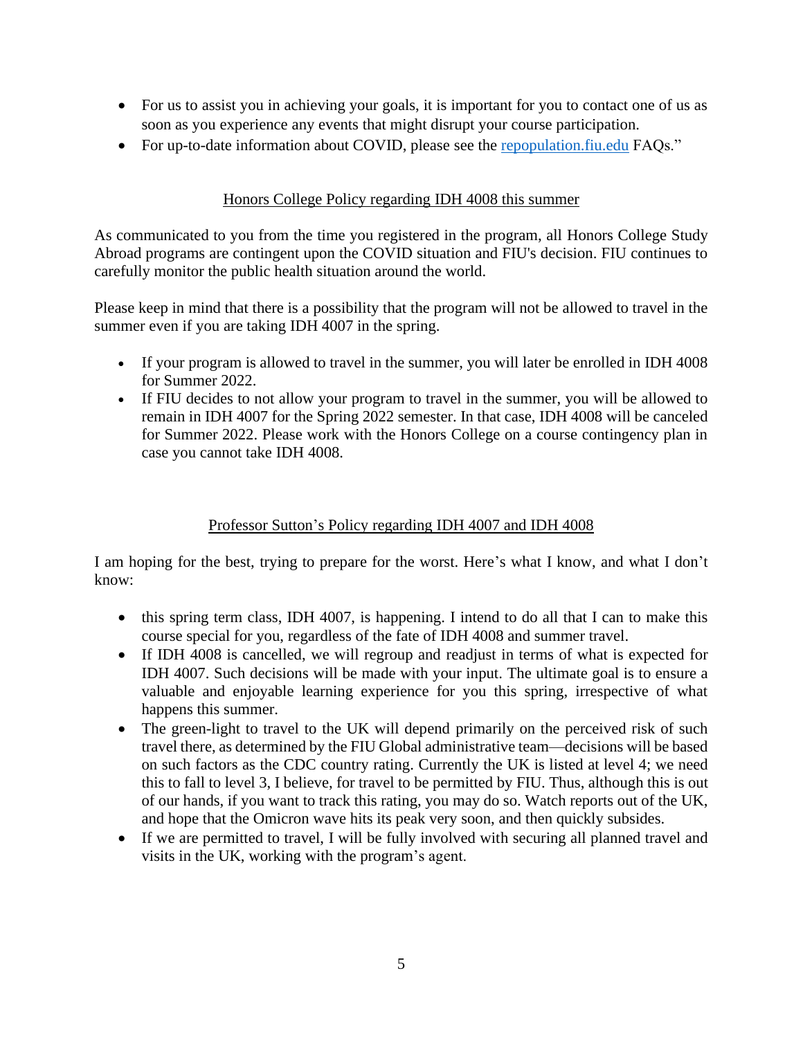- For us to assist you in achieving your goals, it is important for you to contact one of us as soon as you experience any events that might disrupt your course participation.
- For up-to-date information about COVID, please see the [repopulation.fiu.edu](repopulation.fiu.edu) FAQs."

## Honors College Policy regarding IDH 4008 this summer

As communicated to you from the time you registered in the program, all Honors College Study Abroad programs are contingent upon the COVID situation and FIU's decision. FIU continues to carefully monitor the public health situation around the world.

Please keep in mind that there is a possibility that the program will not be allowed to travel in the summer even if you are taking IDH 4007 in the spring.

- If your program is allowed to travel in the summer, you will later be enrolled in IDH 4008 for Summer 2022.
- If FIU decides to not allow your program to travel in the summer, you will be allowed to remain in IDH 4007 for the Spring 2022 semester. In that case, IDH 4008 will be canceled for Summer 2022. Please work with the Honors College on a course contingency plan in case you cannot take IDH 4008.

## Professor Sutton's Policy regarding IDH 4007 and IDH 4008

I am hoping for the best, trying to prepare for the worst. Here's what I know, and what I don't know:

- this spring term class, IDH 4007, is happening. I intend to do all that I can to make this course special for you, regardless of the fate of IDH 4008 and summer travel.
- If IDH 4008 is cancelled, we will regroup and readjust in terms of what is expected for IDH 4007. Such decisions will be made with your input. The ultimate goal is to ensure a valuable and enjoyable learning experience for you this spring, irrespective of what happens this summer.
- The green-light to travel to the UK will depend primarily on the perceived risk of such travel there, as determined by the FIU Global administrative team—decisions will be based on such factors as the CDC country rating. Currently the UK is listed at level 4; we need this to fall to level 3, I believe, for travel to be permitted by FIU. Thus, although this is out of our hands, if you want to track this rating, you may do so. Watch reports out of the UK, and hope that the Omicron wave hits its peak very soon, and then quickly subsides.
- If we are permitted to travel, I will be fully involved with securing all planned travel and visits in the UK, working with the program's agent.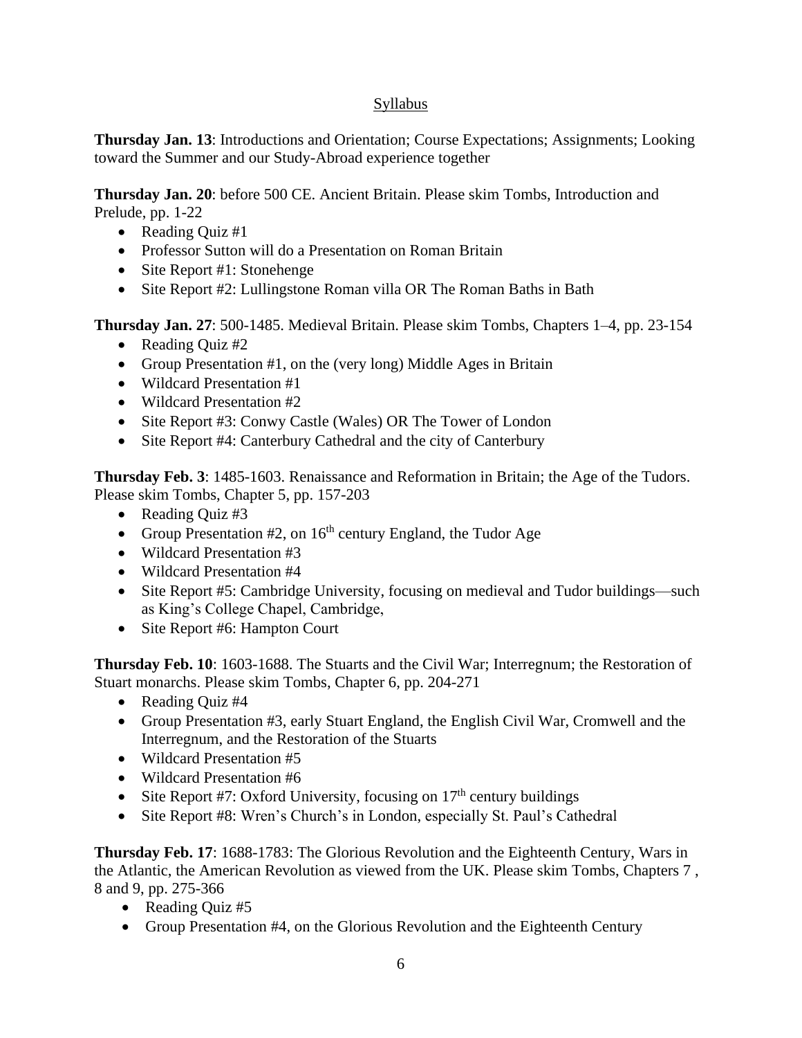<u>Syllabus</u>

**Thursday Jan. 13**: Introductions and Orientation; Course Expectations; Assignments; Looking toward the Summer and our Study-Abroad experience together

**Thursday Jan. 20**: before 500 CE. Ancient Britain. Please skim Tombs, Introduction and Prelude, pp. 1-22

- Reading Quiz #1
- Professor Sutton will do a Presentation on Roman Britain
- Site Report #1: Stonehenge
- Site Report #2: Lullingstone Roman villa OR The Roman Baths in Bath

**Thursday Jan. 27**: 500-1485. Medieval Britain. Please skim Tombs, Chapters 1–4, pp. 23-154

- Reading Quiz #2
- Group Presentation #1, on the (very long) Middle Ages in Britain
- Wildcard Presentation #1
- Wildcard Presentation #2
- Site Report #3: Conwy Castle (Wales) OR The Tower of London
- Site Report #4: Canterbury Cathedral and the city of Canterbury

**Thursday Feb. 3**: 1485-1603. Renaissance and Reformation in Britain; the Age of the Tudors. Please skim Tombs, Chapter 5, pp. 157-203

- Reading Quiz #3
- Group Presentation #2, on 16th century England, the Tudor Age
- Wildcard Presentation #3
- Wildcard Presentation #4
- Site Report #5: Cambridge University, focusing on medieval and Tudor buildings—such as King's College Chapel, Cambridge,
- Site Report #6: Hampton Court

**Thursday Feb. 10**: 1603-1688. The Stuarts and the Civil War; Interregnum; the Restoration of Stuart monarchs. Please skim Tombs, Chapter 6, pp. 204-271

- Reading Quiz #4
- Group Presentation #3, early Stuart England, the English Civil War, Cromwell and the Interregnum, and the Restoration of the Stuarts
- Wildcard Presentation #5
- Wildcard Presentation #6
- Site Report #7: Oxford University, focusing on 17th century buildings
- Site Report #8: Wren's Church's in London, especially St. Paul's Cathedral

**Thursday Feb. 17**: 1688-1783: The Glorious Revolution and the Eighteenth Century, Wars in the Atlantic, the American Revolution as viewed from the UK. Please skim Tombs, Chapters 7 , 8 and 9, pp. 275-366

- Reading Quiz #5
- Group Presentation #4, on the Glorious Revolution and the Eighteenth Century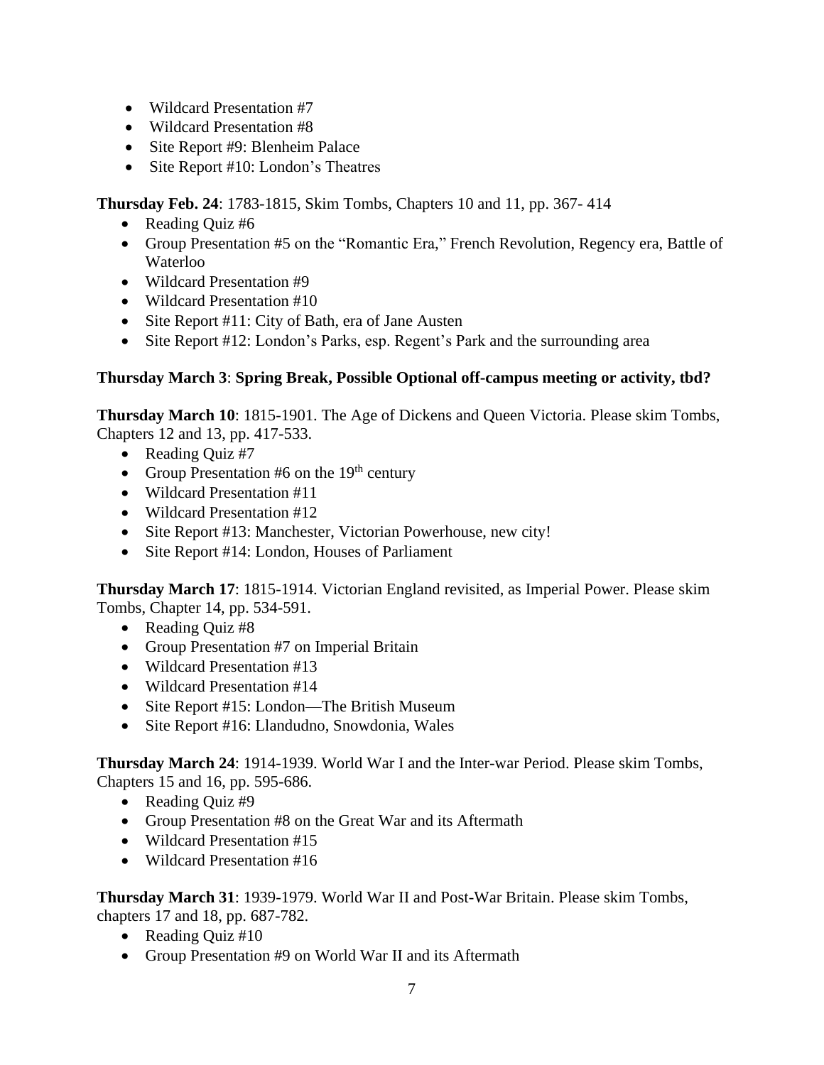- Wildcard Presentation #7
- Wildcard Presentation #8
- Site Report #9: Blenheim Palace
- Site Report #10: London's Theatres

**Thursday Feb. 24**: 1783-1815, Skim Tombs, Chapters 10 and 11, pp. 367- 414

- Reading Quiz #6
- Group Presentation #5 on the "Romantic Era," French Revolution, Regency era, Battle of Waterloo
- Wildcard Presentation #9
- Wildcard Presentation #10
- Site Report #11: City of Bath, era of Jane Austen
- Site Report #12: London's Parks, esp. Regent's Park and the surrounding area

**Thursday March 3**: **Spring Break, Possible Optional off-campus meeting or activity, tbd?**

**Thursday March 10**: 1815-1901. The Age of Dickens and Queen Victoria. Please skim Tombs, Chapters 12 and 13, pp. 417-533.

- Reading Quiz #7
- Group Presentation #6 on the 19th century
- Wildcard Presentation #11
- Wildcard Presentation #12
- Site Report #13: Manchester, Victorian Powerhouse, new city!
- Site Report #14: London, Houses of Parliament

**Thursday March 17**: 1815-1914. Victorian England revisited, as Imperial Power. Please skim Tombs, Chapter 14, pp. 534-591.

- Reading Quiz #8
- Group Presentation #7 on Imperial Britain
- Wildcard Presentation #13
- Wildcard Presentation #14
- Site Report #15: London—The British Museum
- Site Report #16: Llandudno, Snowdonia, Wales

**Thursday March 24**: 1914-1939. World War I and the Inter-war Period. Please skim Tombs, Chapters 15 and 16, pp. 595-686.

- Reading Quiz #9
- Group Presentation #8 on the Great War and its Aftermath
- Wildcard Presentation #15
- Wildcard Presentation #16

**Thursday March 31**: 1939-1979. World War II and Post-War Britain. Please skim Tombs, chapters 17 and 18, pp. 687-782.

- Reading Quiz #10
- Group Presentation #9 on World War II and its Aftermath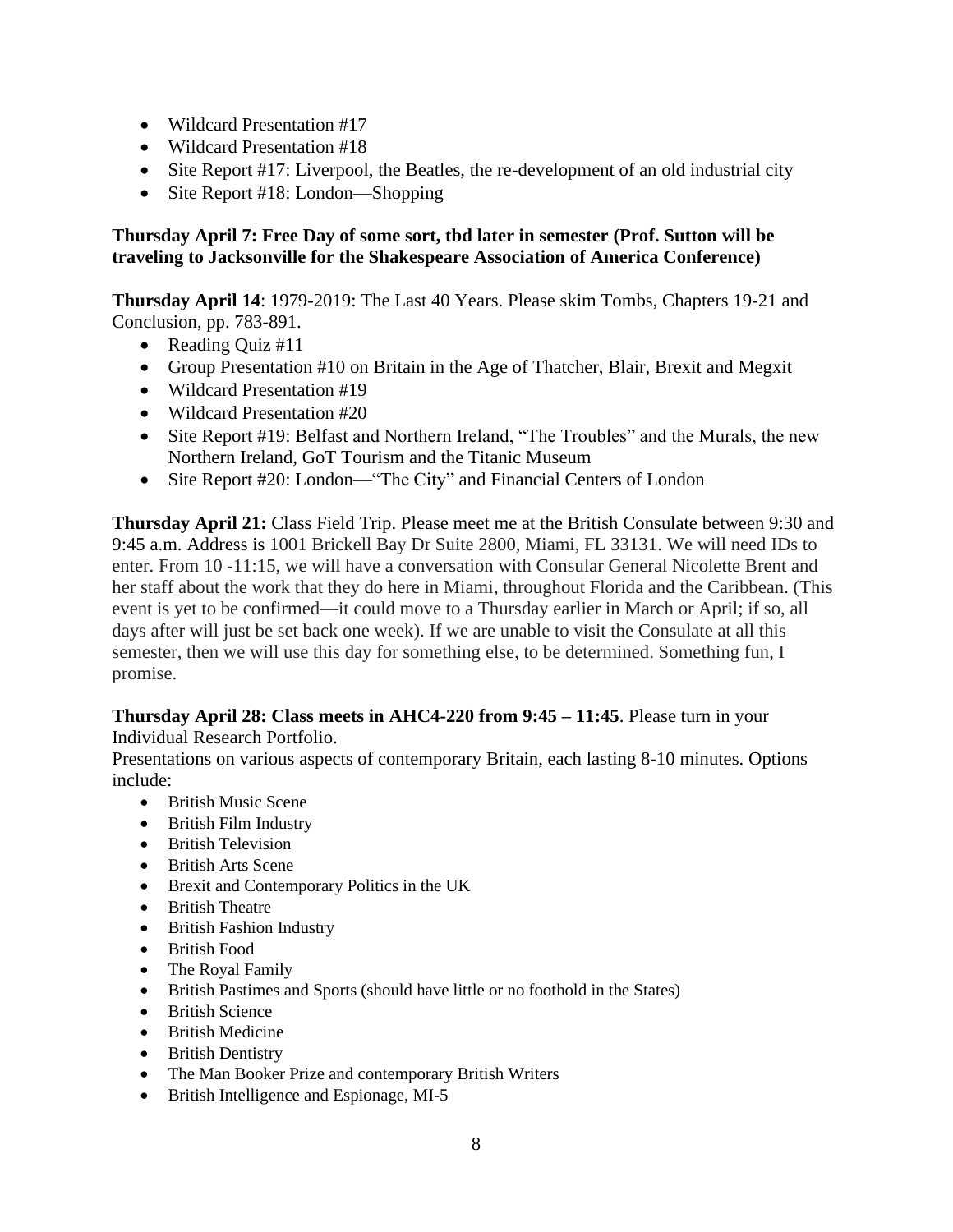- Wildcard Presentation #17
- Wildcard Presentation #18
- Site Report #17: Liverpool, the Beatles, the re-development of an old industrial city
- Site Report #18: London—Shopping

**Thursday April 7: Free Day of some sort, tbd later in semester (Prof. Sutton will be traveling to Jacksonville for the Shakespeare Association of America Conference)**

**Thursday April 14**: 1979-2019: The Last 40 Years. Please skim Tombs, Chapters 19-21 and Conclusion, pp. 783-891.

- Reading Quiz #11
- Group Presentation #10 on Britain in the Age of Thatcher, Blair, Brexit and Megxit
- Wildcard Presentation #19
- Wildcard Presentation #20
- Site Report #19: Belfast and Northern Ireland, "The Troubles" and the Murals, the new Northern Ireland, GoT Tourism and the Titanic Museum
- Site Report #20: London—"The City" and Financial Centers of London

**Thursday April 21:** Class Field Trip. Please meet me at the British Consulate between 9:30 and 9:45 a.m. Address is 1001 Brickell Bay Dr Suite 2800, Miami, FL 33131. We will need IDs to enter. From 10 -11:15, we will have a conversation with Consular General Nicolette Brent and her staff about the work that they do here in Miami, throughout Florida and the Caribbean. (This event is yet to be confirmed—it could move to a Thursday earlier in March or April; if so, all days after will just be set back one week). If we are unable to visit the Consulate at all this semester, then we will use this day for something else, to be determined. Something fun, I promise.

**Thursday April 28: Class meets in AHC4-220 from 9:45 – 11:45**. Please turn in your Individual Research Portfolio.

Presentations on various aspects of contemporary Britain, each lasting 8-10 minutes. Options include:

- British Music Scene
- British Film Industry
- British Television
- British Arts Scene
- Brexit and Contemporary Politics in the UK
- British Theatre
- British Fashion Industry
- British Food
- The Royal Family
- British Pastimes and Sports (should have little or no foothold in the States)
- British Science
- British Medicine
- British Dentistry
- The Man Booker Prize and contemporary British Writers
- British Intelligence and Espionage, MI-5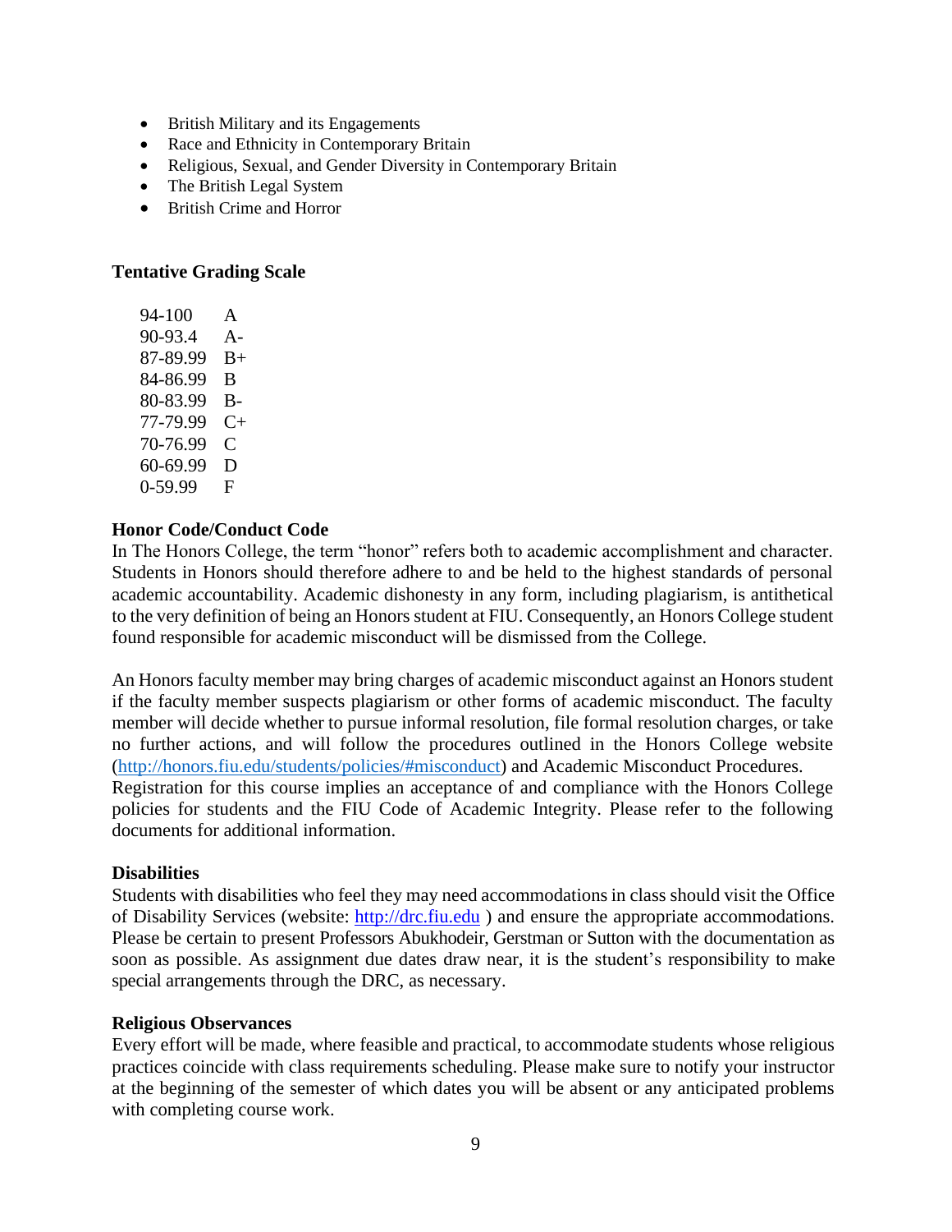- British Military and its Engagements
- Race and Ethnicity in Contemporary Britain
- Religious, Sexual, and Gender Diversity in Contemporary Britain
- The British Legal System
- British Crime and Horror

**Tentative Grading Scale**

| | |
|---|---|
| 94-100 | A |
| 90-93.4 | A- |
| 87-89.99 | B+ |
| 84-86.99 | B |
| 80-83.99 | B- |
| 77-79.99 | C+ |
| 70-76.99 | C |
| 60-69.99 | D |
| 0-59.99 | F |

**Honor Code/Conduct Code**

In The Honors College, the term "honor" refers both to academic accomplishment and character. Students in Honors should therefore adhere to and be held to the highest standards of personal academic accountability. Academic dishonesty in any form, including plagiarism, is antithetical to the very definition of being an Honors student at FIU. Consequently, an Honors College student found responsible for academic misconduct will be dismissed from the College.

An Honors faculty member may bring charges of academic misconduct against an Honors student if the faculty member suspects plagiarism or other forms of academic misconduct. The faculty member will decide whether to pursue informal resolution, file formal resolution charges, or take no further actions, and will follow the procedures outlined in the Honors College website ([http://honors.fiu.edu/students/policies/#misconduct](http://honors.fiu.edu/students/policies/#misconduct)) and Academic Misconduct Procedures.
Registration for this course implies an acceptance of and compliance with the Honors College policies for students and the FIU Code of Academic Integrity. Please refer to the following documents for additional information.

**Disabilities**

Students with disabilities who feel they may need accommodations in class should visit the Office of Disability Services (website: [http://drc.fiu.edu](http://drc.fiu.edu) ) and ensure the appropriate accommodations. Please be certain to present Professors Abukhodeir, Gerstman or Sutton with the documentation as soon as possible. As assignment due dates draw near, it is the student's responsibility to make special arrangements through the DRC, as necessary.

**Religious Observances**

Every effort will be made, where feasible and practical, to accommodate students whose religious practices coincide with class requirements scheduling. Please make sure to notify your instructor at the beginning of the semester of which dates you will be absent or any anticipated problems with completing course work.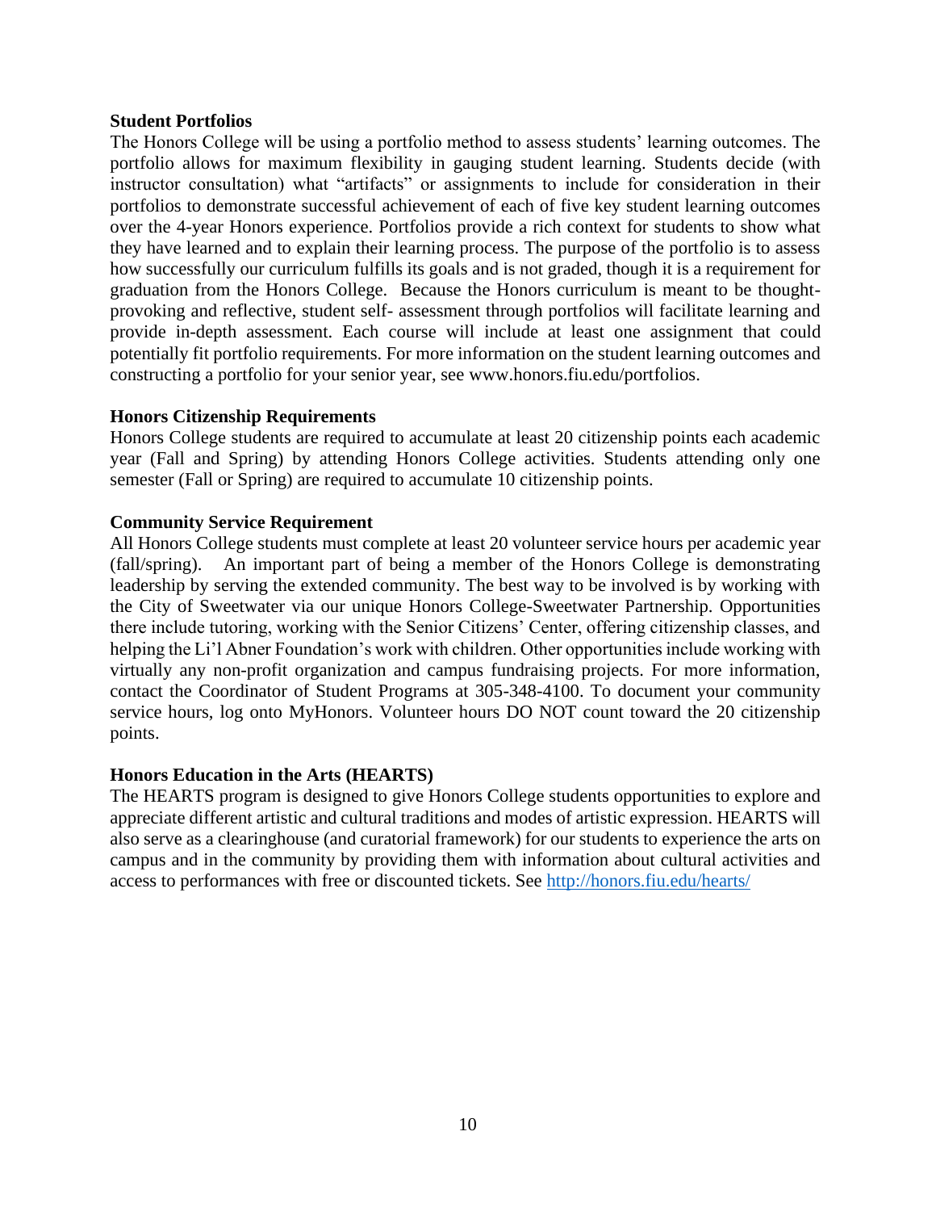**Student Portfolios**

The Honors College will be using a portfolio method to assess students' learning outcomes. The portfolio allows for maximum flexibility in gauging student learning. Students decide (with instructor consultation) what "artifacts" or assignments to include for consideration in their portfolios to demonstrate successful achievement of each of five key student learning outcomes over the 4-year Honors experience. Portfolios provide a rich context for students to show what they have learned and to explain their learning process. The purpose of the portfolio is to assess how successfully our curriculum fulfills its goals and is not graded, though it is a requirement for graduation from the Honors College. Because the Honors curriculum is meant to be thought-provoking and reflective, student self- assessment through portfolios will facilitate learning and provide in-depth assessment. Each course will include at least one assignment that could potentially fit portfolio requirements. For more information on the student learning outcomes and constructing a portfolio for your senior year, see www.honors.fiu.edu/portfolios.

**Honors Citizenship Requirements**

Honors College students are required to accumulate at least 20 citizenship points each academic year (Fall and Spring) by attending Honors College activities. Students attending only one semester (Fall or Spring) are required to accumulate 10 citizenship points.

**Community Service Requirement**

All Honors College students must complete at least 20 volunteer service hours per academic year (fall/spring). An important part of being a member of the Honors College is demonstrating leadership by serving the extended community. The best way to be involved is by working with the City of Sweetwater via our unique Honors College-Sweetwater Partnership. Opportunities there include tutoring, working with the Senior Citizens' Center, offering citizenship classes, and helping the Li'l Abner Foundation's work with children. Other opportunities include working with virtually any non-profit organization and campus fundraising projects. For more information, contact the Coordinator of Student Programs at 305-348-4100. To document your community service hours, log onto MyHonors. Volunteer hours DO NOT count toward the 20 citizenship points.

**Honors Education in the Arts (HEARTS)**

The HEARTS program is designed to give Honors College students opportunities to explore and appreciate different artistic and cultural traditions and modes of artistic expression. HEARTS will also serve as a clearinghouse (and curatorial framework) for our students to experience the arts on campus and in the community by providing them with information about cultural activities and access to performances with free or discounted tickets. See http://honors.fiu.edu/hearts/